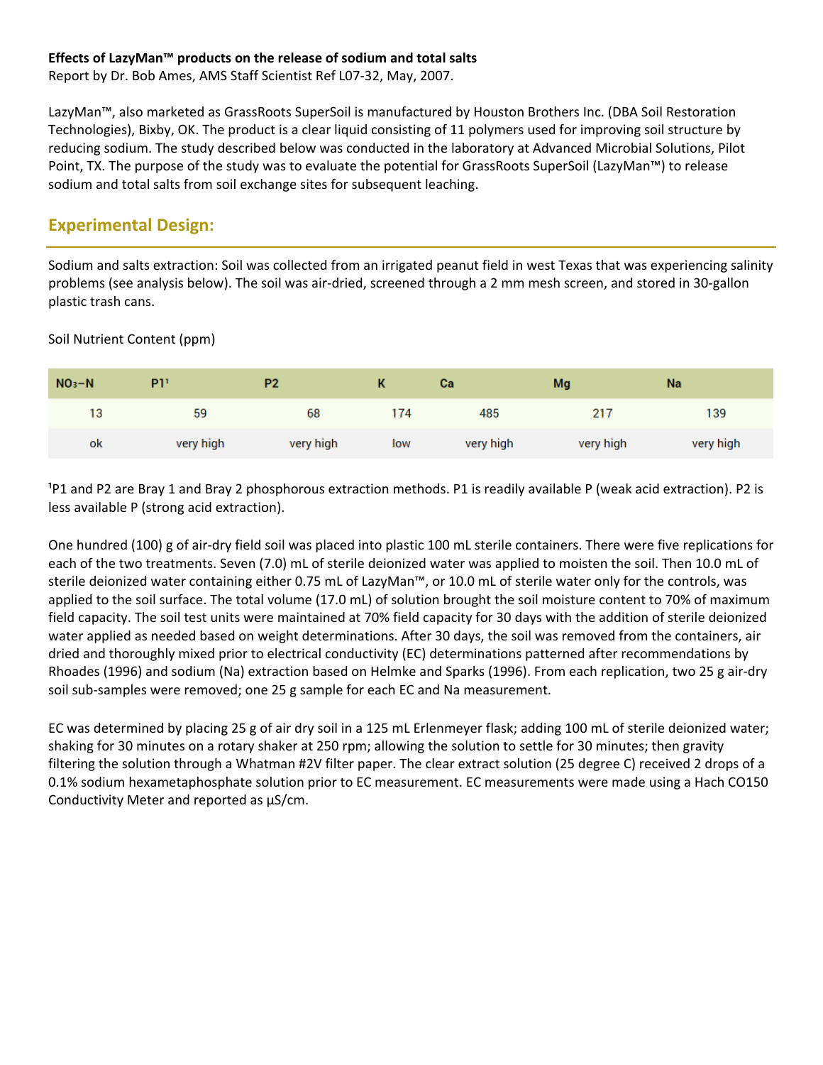**Effects of LazyMan™ products on the release of sodium and total salts**
Report by Dr. Bob Ames, AMS Staff Scientist Ref L07-32, May, 2007.

LazyMan™, also marketed as GrassRoots SuperSoil is manufactured by Houston Brothers Inc. (DBA Soil Restoration Technologies), Bixby, OK. The product is a clear liquid consisting of 11 polymers used for improving soil structure by reducing sodium. The study described below was conducted in the laboratory at Advanced Microbial Solutions, Pilot Point, TX. The purpose of the study was to evaluate the potential for GrassRoots SuperSoil (LazyMan™) to release sodium and total salts from soil exchange sites for subsequent leaching.

## Experimental Design:

Sodium and salts extraction: Soil was collected from an irrigated peanut field in west Texas that was experiencing salinity problems (see analysis below). The soil was air-dried, screened through a 2 mm mesh screen, and stored in 30-gallon plastic trash cans.

Soil Nutrient Content (ppm)

| $NO_3$–N | P1[1] | P2 | K | Ca | Mg | Na |
|---|---|---|---|---|---|---|
| 13 | 59 | 68 | 174 | 485 | 217 | 139 |
| ok | very high | very high | low | very high | very high | very high |

[1]P1 and P2 are Bray 1 and Bray 2 phosphorous extraction methods. P1 is readily available P (weak acid extraction). P2 is less available P (strong acid extraction).

One hundred (100) g of air-dry field soil was placed into plastic 100 mL sterile containers. There were five replications for each of the two treatments. Seven (7.0) mL of sterile deionized water was applied to moisten the soil. Then 10.0 mL of sterile deionized water containing either 0.75 mL of LazyMan™, or 10.0 mL of sterile water only for the controls, was applied to the soil surface. The total volume (17.0 mL) of solution brought the soil moisture content to 70% of maximum field capacity. The soil test units were maintained at 70% field capacity for 30 days with the addition of sterile deionized water applied as needed based on weight determinations. After 30 days, the soil was removed from the containers, air dried and thoroughly mixed prior to electrical conductivity (EC) determinations patterned after recommendations by Rhoades (1996) and sodium (Na) extraction based on Helmke and Sparks (1996). From each replication, two 25 g air-dry soil sub-samples were removed; one 25 g sample for each EC and Na measurement.

EC was determined by placing 25 g of air dry soil in a 125 mL Erlenmeyer flask; adding 100 mL of sterile deionized water; shaking for 30 minutes on a rotary shaker at 250 rpm; allowing the solution to settle for 30 minutes; then gravity filtering the solution through a Whatman #2V filter paper. The clear extract solution (25 degree C) received 2 drops of a 0.1% sodium hexametaphosphate solution prior to EC measurement. EC measurements were made using a Hach CO150 Conductivity Meter and reported as µS/cm.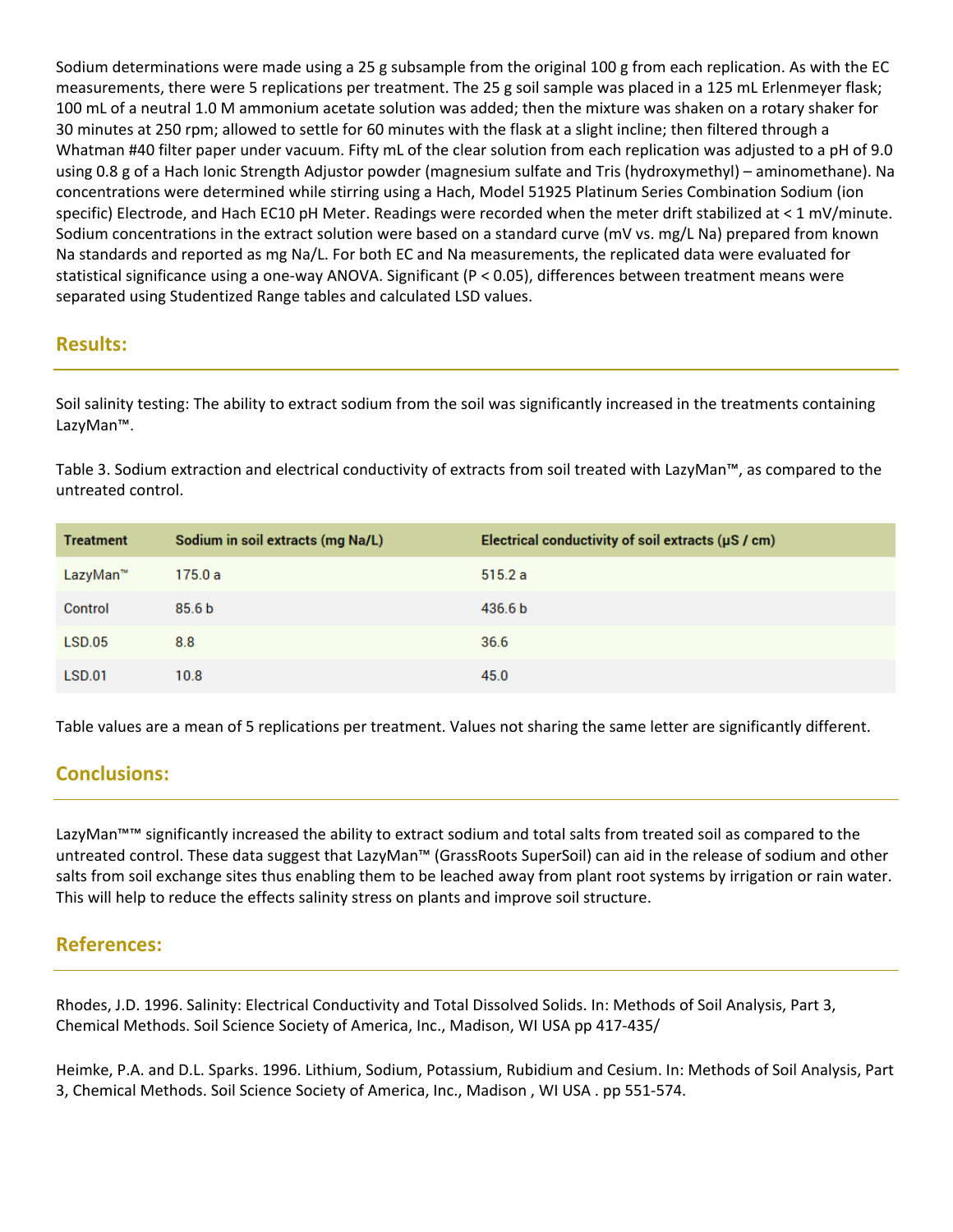Sodium determinations were made using a 25 g subsample from the original 100 g from each replication. As with the EC measurements, there were 5 replications per treatment. The 25 g soil sample was placed in a 125 mL Erlenmeyer flask; 100 mL of a neutral 1.0 M ammonium acetate solution was added; then the mixture was shaken on a rotary shaker for 30 minutes at 250 rpm; allowed to settle for 60 minutes with the flask at a slight incline; then filtered through a Whatman #40 filter paper under vacuum. Fifty mL of the clear solution from each replication was adjusted to a pH of 9.0 using 0.8 g of a Hach Ionic Strength Adjustor powder (magnesium sulfate and Tris (hydroxymethyl) – aminomethane). Na concentrations were determined while stirring using a Hach, Model 51925 Platinum Series Combination Sodium (ion specific) Electrode, and Hach EC10 pH Meter. Readings were recorded when the meter drift stabilized at < 1 mV/minute. Sodium concentrations in the extract solution were based on a standard curve (mV vs. mg/L Na) prepared from known Na standards and reported as mg Na/L. For both EC and Na measurements, the replicated data were evaluated for statistical significance using a one-way ANOVA. Significant ($P < 0.05$), differences between treatment means were separated using Studentized Range tables and calculated LSD values.

## Results:

Soil salinity testing: The ability to extract sodium from the soil was significantly increased in the treatments containing LazyMan™.

Table 3. Sodium extraction and electrical conductivity of extracts from soil treated with LazyMan™, as compared to the untreated control.

| Treatment | Sodium in soil extracts (mg Na/L) | Electrical conductivity of soil extracts (µS / cm) |
|---|---|---|
| LazyMan™ | 175.0 a | 515.2 a |
| Control | 85.6 b | 436.6 b |
| LSD.05 | 8.8 | 36.6 |
| LSD.01 | 10.8 | 45.0 |

Table values are a mean of 5 replications per treatment. Values not sharing the same letter are significantly different.

## Conclusions:

LazyMan™™ significantly increased the ability to extract sodium and total salts from treated soil as compared to the untreated control. These data suggest that LazyMan™ (GrassRoots SuperSoil) can aid in the release of sodium and other salts from soil exchange sites thus enabling them to be leached away from plant root systems by irrigation or rain water. This will help to reduce the effects salinity stress on plants and improve soil structure.

## References:

Rhodes, J.D. 1996. Salinity: Electrical Conductivity and Total Dissolved Solids. In: Methods of Soil Analysis, Part 3, Chemical Methods. Soil Science Society of America, Inc., Madison, WI USA pp 417-435/

Heimke, P.A. and D.L. Sparks. 1996. Lithium, Sodium, Potassium, Rubidium and Cesium. In: Methods of Soil Analysis, Part 3, Chemical Methods. Soil Science Society of America, Inc., Madison , WI USA . pp 551-574.